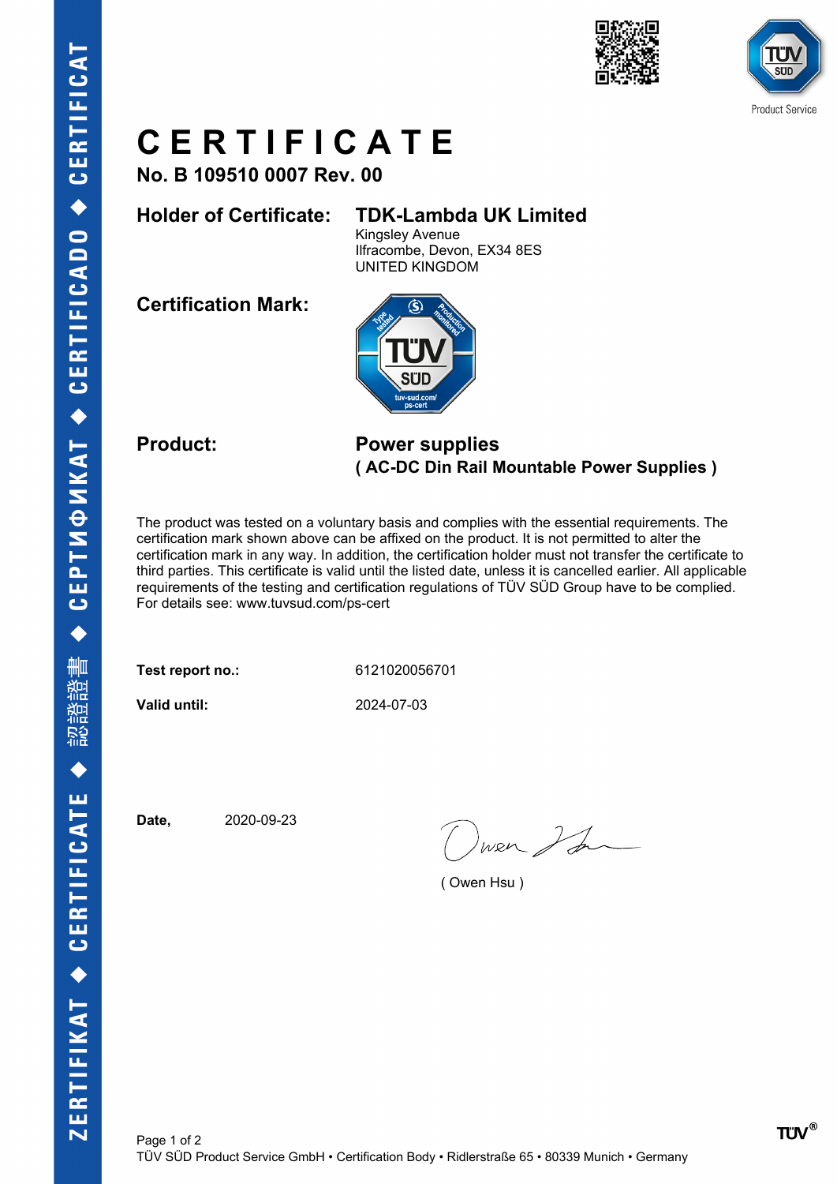# CERTIFICATE

**No. B 109510 0007 Rev. 00**

**Holder of Certificate:** **TDK-Lambda UK Limited**
Kingsley Avenue
Ilfracombe, Devon, EX34 8ES
UNITED KINGDOM

**Certification Mark:**

**Product:** **Power supplies**
**( AC-DC Din Rail Mountable Power Supplies )**

The product was tested on a voluntary basis and complies with the essential requirements. The certification mark shown above can be affixed on the product. It is not permitted to alter the certification mark in any way. In addition, the certification holder must not transfer the certificate to third parties. This certificate is valid until the listed date, unless it is cancelled earlier. All applicable requirements of the testing and certification regulations of TÜV SÜD Group have to be complied. For details see: www.tuvsud.com/ps-cert

**Test report no.:** 6121020056701

**Valid until:** 2024-07-03

**Date,** 2020-09-23

( Owen Hsu )

TÜV SÜD Product Service GmbH • Certification Body • Ridlerstraße 65 • 80339 Munich • Germany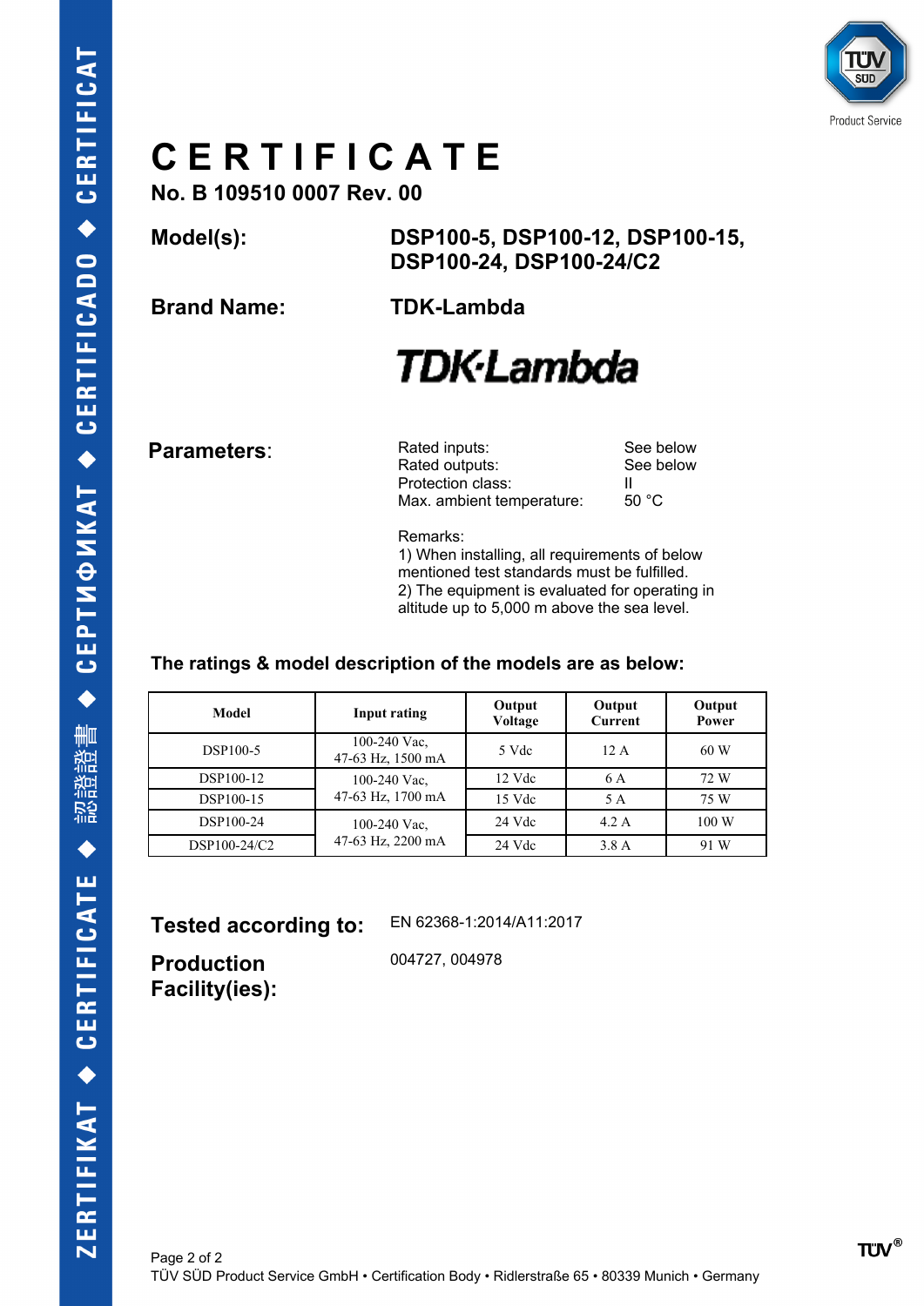# CERTIFICATE

**No. B 109510 0007 Rev. 00**

**Model(s):** DSP100-5, DSP100-12, DSP100-15, DSP100-24, DSP100-24/C2

**Brand Name:** TDK-Lambda

TDK·Lambda

**Parameters:**

| | |
|---|---|
| Rated inputs: | See below |
| Rated outputs: | See below |
| Protection class: | II |
| Max. ambient temperature: | 50 °C |

Remarks:
1) When installing, all requirements of below mentioned test standards must be fulfilled.
2) The equipment is evaluated for operating in altitude up to 5,000 m above the sea level.

**The ratings & model description of the models are as below:**

| Model | Input rating | Output Voltage | Output Current | Output Power |
|---|---|---|---|---|
| DSP100-5 | 100-240 Vac, 47-63 Hz, 1500 mA | 5 Vdc | 12 A | 60 W |
| DSP100-12 | 100-240 Vac, 47-63 Hz, 1700 mA | 12 Vdc | 6 A | 72 W |
| DSP100-15 | | 15 Vdc | 5 A | 75 W |
| DSP100-24 | 100-240 Vac, 47-63 Hz, 2200 mA | 24 Vdc | 4.2 A | 100 W |
| DSP100-24/C2 | | 24 Vdc | 3.8 A | 91 W |

**Tested according to:** EN 62368-1:2014/A11:2017

**Production Facility(ies):** 004727, 004978

TÜV SÜD Product Service GmbH • Certification Body • Ridlerstraße 65 • 80339 Munich • Germany